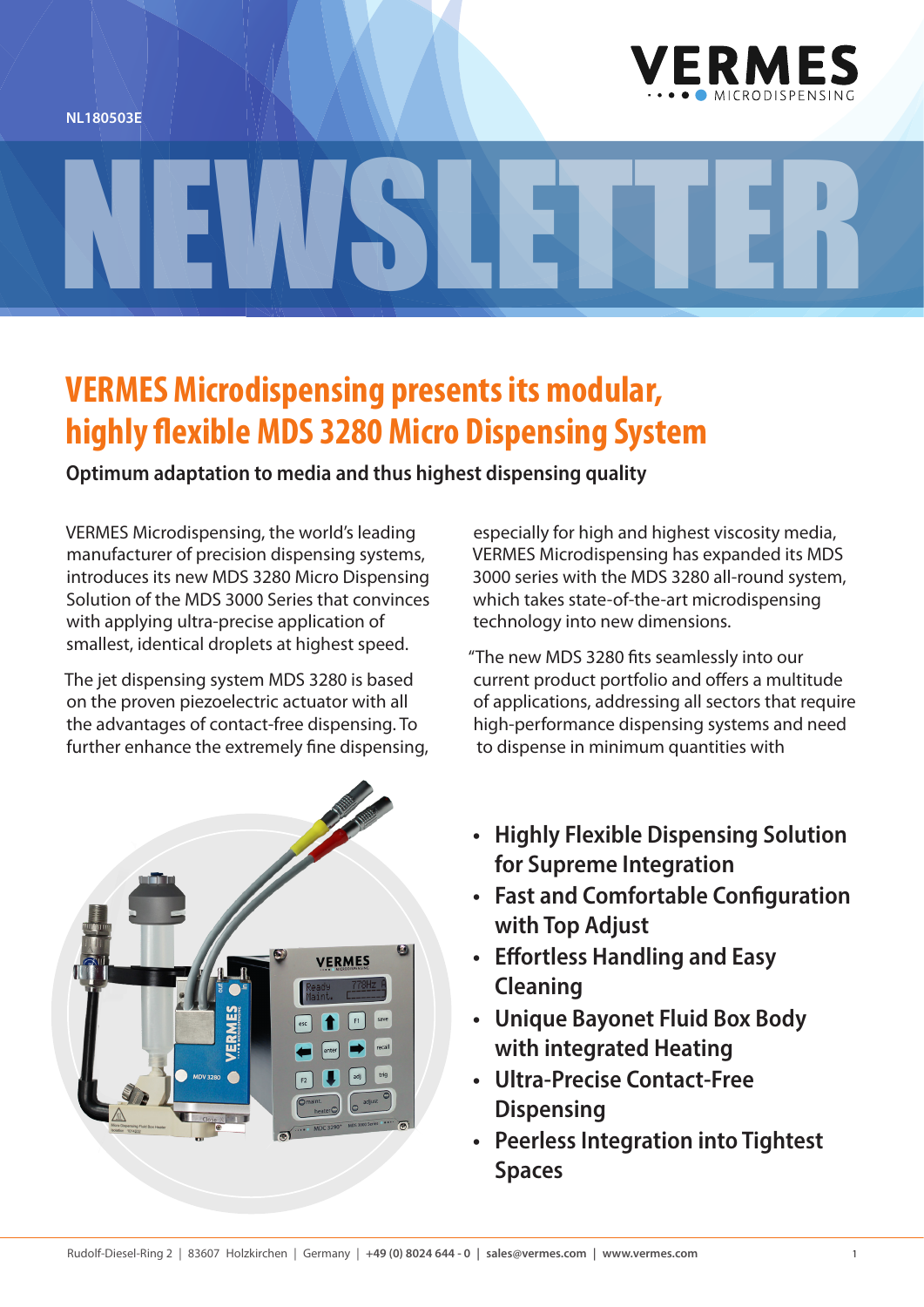NL180503E

# NEWSLETTER

## VERMES Microdispensing presents its modular, highly flexible MDS 3280 Micro Dispensing System

**Optimum adaptation to media and thus highest dispensing quality**

VERMES Microdispensing, the world's leading manufacturer of precision dispensing systems, introduces its new MDS 3280 Micro Dispensing Solution of the MDS 3000 Series that convinces with applying ultra-precise application of smallest, identical droplets at highest speed.

The jet dispensing system MDS 3280 is based on the proven piezoelectric actuator with all the advantages of contact-free dispensing. To further enhance the extremely fine dispensing, especially for high and highest viscosity media, VERMES Microdispensing has expanded its MDS 3000 series with the MDS 3280 all-round system, which takes state-of-the-art microdispensing technology into new dimensions.

"The new MDS 3280 fits seamlessly into our current product portfolio and offers a multitude of applications, addressing all sectors that require high-performance dispensing systems and need to dispense in minimum quantities with

- **Highly Flexible Dispensing Solution for Supreme Integration**
- **Fast and Comfortable Configuration with Top Adjust**
- **Effortless Handling and Easy Cleaning**
- **Unique Bayonet Fluid Box Body with integrated Heating**
- **Ultra-Precise Contact-Free Dispensing**
- **Peerless Integration into Tightest Spaces**

Rudolf-Diesel-Ring 2 | 83607 Holzkirchen | Germany | **+49 (0) 8024 644 - 0** | **sales@vermes.com** | **www.vermes.com**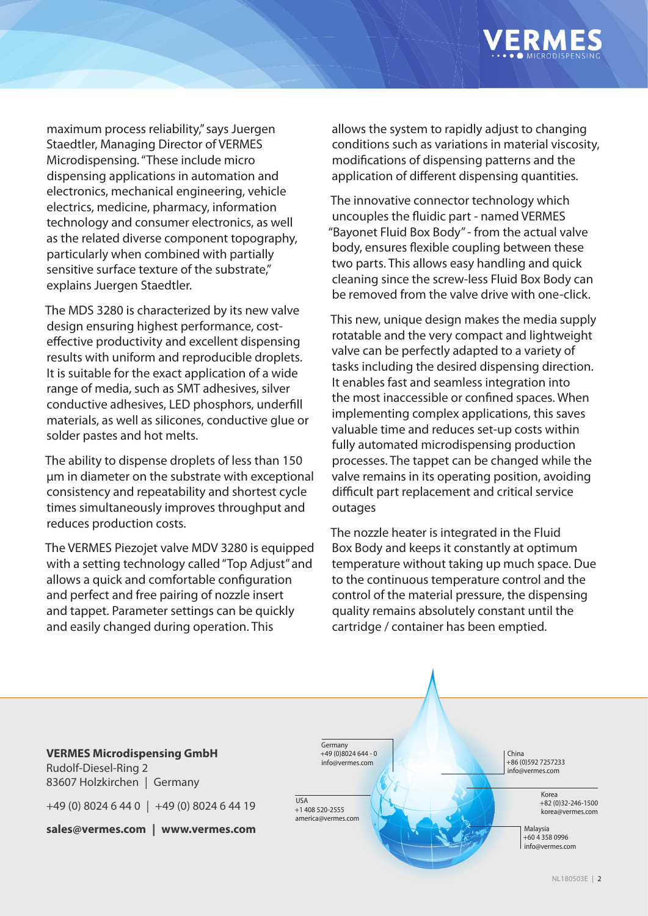maximum process reliability," says Juergen Staedtler, Managing Director of VERMES Microdispensing. "These include micro dispensing applications in automation and electronics, mechanical engineering, vehicle electrics, medicine, pharmacy, information technology and consumer electronics, as well as the related diverse component topography, particularly when combined with partially sensitive surface texture of the substrate," explains Juergen Staedtler.

The MDS 3280 is characterized by its new valve design ensuring highest performance, cost-effective productivity and excellent dispensing results with uniform and reproducible droplets. It is suitable for the exact application of a wide range of media, such as SMT adhesives, silver conductive adhesives, LED phosphors, underfill materials, as well as silicones, conductive glue or solder pastes and hot melts.

The ability to dispense droplets of less than 150 µm in diameter on the substrate with exceptional consistency and repeatability and shortest cycle times simultaneously improves throughput and reduces production costs.

The VERMES Piezojet valve MDV 3280 is equipped with a setting technology called "Top Adjust" and allows a quick and comfortable configuration and perfect and free pairing of nozzle insert and tappet. Parameter settings can be quickly and easily changed during operation. This allows the system to rapidly adjust to changing conditions such as variations in material viscosity, modifications of dispensing patterns and the application of different dispensing quantities.

The innovative connector technology which uncouples the fluidic part - named VERMES "Bayonet Fluid Box Body" - from the actual valve body, ensures flexible coupling between these two parts. This allows easy handling and quick cleaning since the screw-less Fluid Box Body can be removed from the valve drive with one-click.

This new, unique design makes the media supply rotatable and the very compact and lightweight valve can be perfectly adapted to a variety of tasks including the desired dispensing direction. It enables fast and seamless integration into the most inaccessible or confined spaces. When implementing complex applications, this saves valuable time and reduces set-up costs within fully automated microdispensing production processes. The tappet can be changed while the valve remains in its operating position, avoiding difficult part replacement and critical service outages

The nozzle heater is integrated in the Fluid Box Body and keeps it constantly at optimum temperature without taking up much space. Due to the continuous temperature control and the control of the material pressure, the dispensing quality remains absolutely constant until the cartridge / container has been emptied.

**VERMES Microdispensing GmbH**
Rudolf-Diesel-Ring 2
83607 Holzkirchen | Germany

+49 (0) 8024 6 44 0 | +49 (0) 8024 6 44 19

**sales@vermes.com | www.vermes.com**

Germany
+49 (0)8024 644 - 0
info@vermes.com

USA
+1 408 520-2555
america@vermes.com

China
+86 (0)592 7257233
info@vermes.com

Korea
+82 (0)32-246-1500
korea@vermes.com

Malaysia
+60 4 358 0996
info@vermes.com

NL180503E